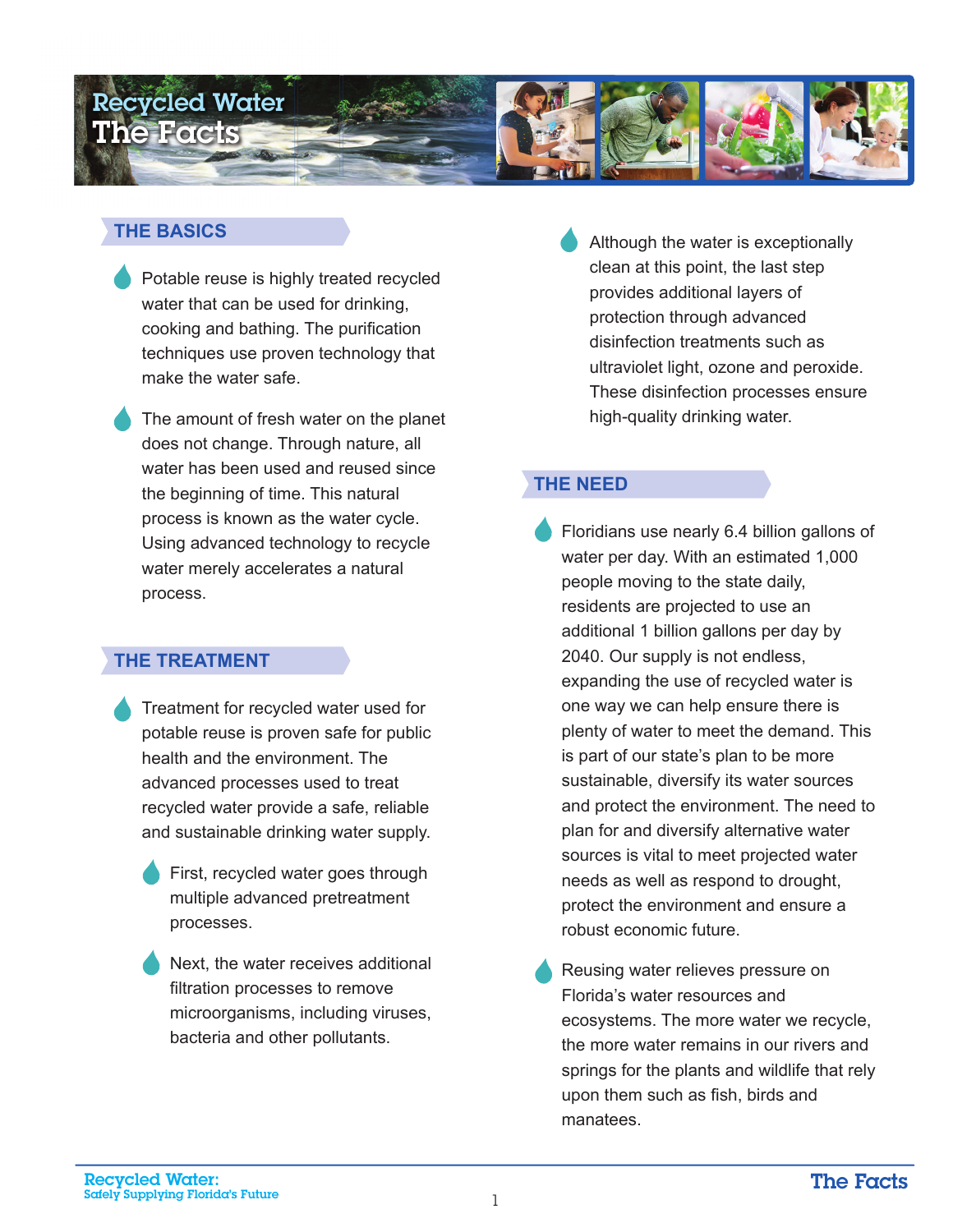# Recycled Water The Facts

## THE BASICS

- Potable reuse is highly treated recycled water that can be used for drinking, cooking and bathing. The purification techniques use proven technology that make the water safe.
- The amount of fresh water on the planet does not change. Through nature, all water has been used and reused since the beginning of time. This natural process is known as the water cycle. Using advanced technology to recycle water merely accelerates a natural process.

## THE TREATMENT

- Treatment for recycled water used for potable reuse is proven safe for public health and the environment. The advanced processes used to treat recycled water provide a safe, reliable and sustainable drinking water supply.
  - First, recycled water goes through multiple advanced pretreatment processes.
  - Next, the water receives additional filtration processes to remove microorganisms, including viruses, bacteria and other pollutants.
  - Although the water is exceptionally clean at this point, the last step provides additional layers of protection through advanced disinfection treatments such as ultraviolet light, ozone and peroxide. These disinfection processes ensure high-quality drinking water.

## THE NEED

- Floridians use nearly 6.4 billion gallons of water per day. With an estimated 1,000 people moving to the state daily, residents are projected to use an additional 1 billion gallons per day by 2040. Our supply is not endless, expanding the use of recycled water is one way we can help ensure there is plenty of water to meet the demand. This is part of our state's plan to be more sustainable, diversify its water sources and protect the environment. The need to plan for and diversify alternative water sources is vital to meet projected water needs as well as respond to drought, protect the environment and ensure a robust economic future.
- Reusing water relieves pressure on Florida's water resources and ecosystems. The more water we recycle, the more water remains in our rivers and springs for the plants and wildlife that rely upon them such as fish, birds and manatees.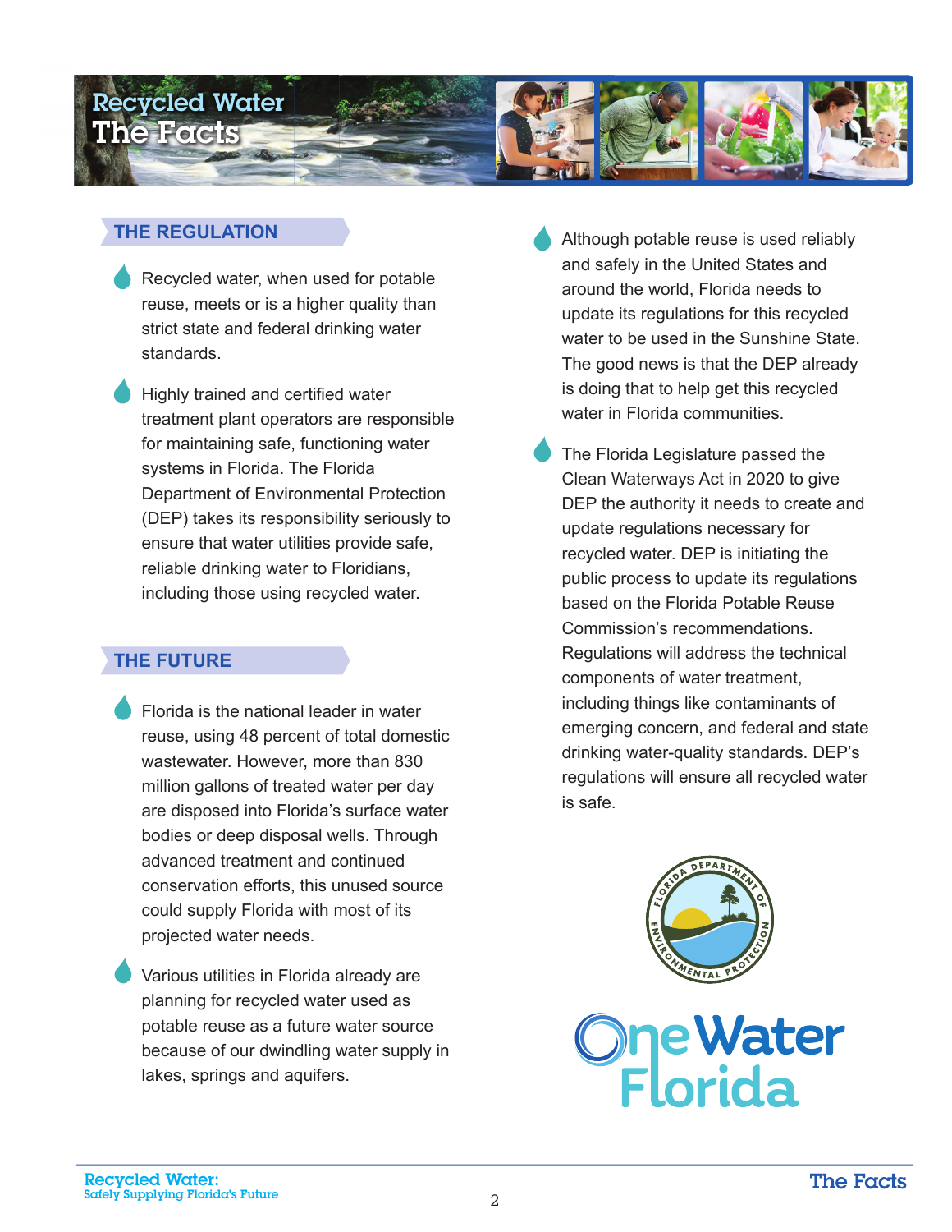# Recycled Water
# The Facts

## THE REGULATION

- Recycled water, when used for potable reuse, meets or is a higher quality than strict state and federal drinking water standards.
- Highly trained and certified water treatment plant operators are responsible for maintaining safe, functioning water systems in Florida. The Florida Department of Environmental Protection (DEP) takes its responsibility seriously to ensure that water utilities provide safe, reliable drinking water to Floridians, including those using recycled water.

## THE FUTURE

- Florida is the national leader in water reuse, using 48 percent of total domestic wastewater. However, more than 830 million gallons of treated water per day are disposed into Florida's surface water bodies or deep disposal wells. Through advanced treatment and continued conservation efforts, this unused source could supply Florida with most of its projected water needs.
- Various utilities in Florida already are planning for recycled water used as potable reuse as a future water source because of our dwindling water supply in lakes, springs and aquifers.
- Although potable reuse is used reliably and safely in the United States and around the world, Florida needs to update its regulations for this recycled water to be used in the Sunshine State. The good news is that the DEP already is doing that to help get this recycled water in Florida communities.
- The Florida Legislature passed the Clean Waterways Act in 2020 to give DEP the authority it needs to create and update regulations necessary for recycled water. DEP is initiating the public process to update its regulations based on the Florida Potable Reuse Commission's recommendations. Regulations will address the technical components of water treatment, including things like contaminants of emerging concern, and federal and state drinking water-quality standards. DEP's regulations will ensure all recycled water is safe.

Florida Department of Environmental Protection

One Water Florida